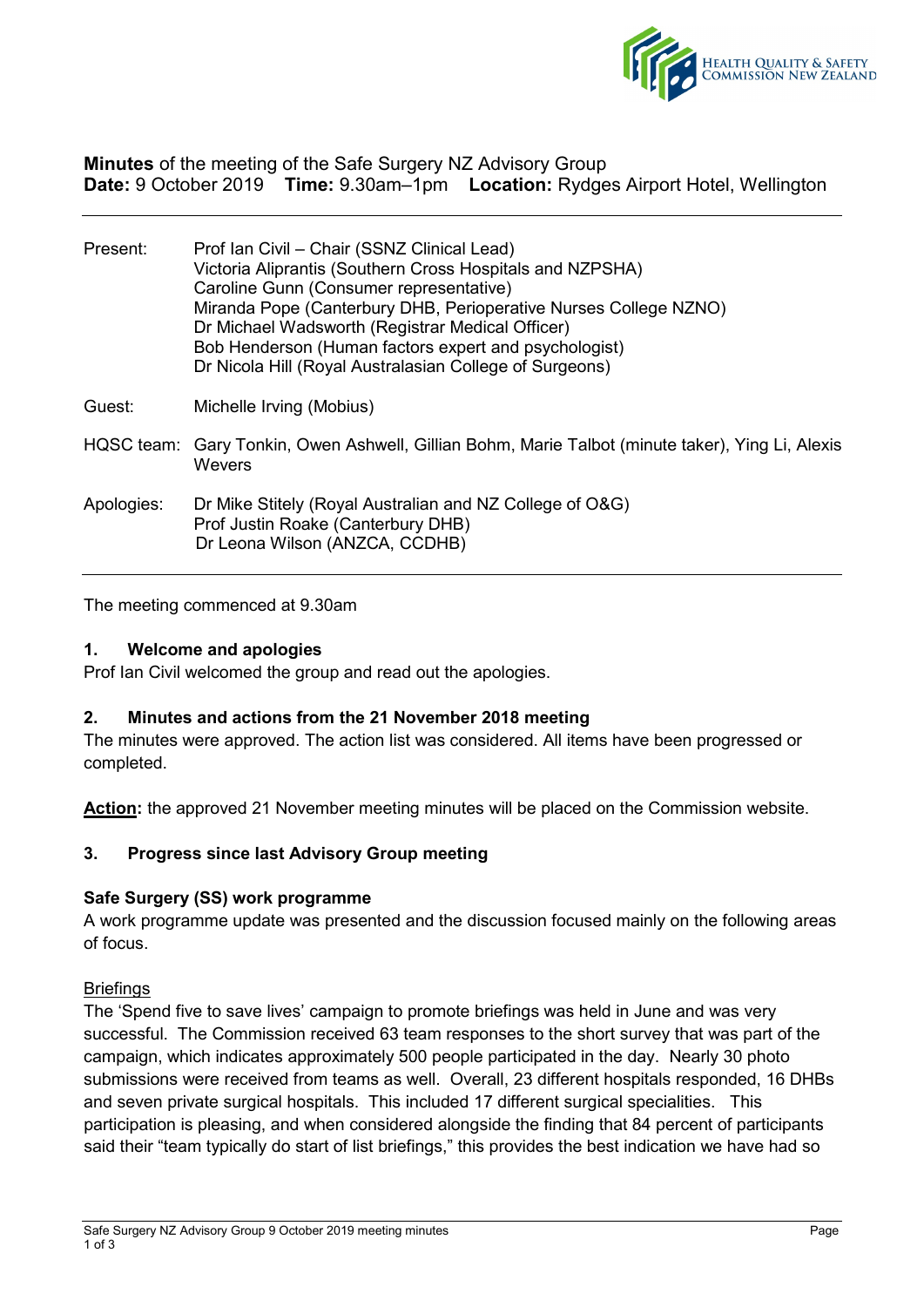**Minutes** of the meeting of the Safe Surgery NZ Advisory Group
**Date:** 9 October 2019 **Time:** 9.30am–1pm **Location:** Rydges Airport Hotel, Wellington

---

| | |
|---|---|
| Present: | Prof Ian Civil – Chair (SSNZ Clinical Lead)<br>Victoria Aliprantis (Southern Cross Hospitals and NZPSHA)<br>Caroline Gunn (Consumer representative)<br>Miranda Pope (Canterbury DHB, Perioperative Nurses College NZNO)<br>Dr Michael Wadsworth (Registrar Medical Officer)<br>Bob Henderson (Human factors expert and psychologist)<br>Dr Nicola Hill (Royal Australasian College of Surgeons) |
| Guest: | Michelle Irving (Mobius) |
| HQSC team: | Gary Tonkin, Owen Ashwell, Gillian Bohm, Marie Talbot (minute taker), Ying Li, Alexis Wevers |
| Apologies: | Dr Mike Stitely (Royal Australian and NZ College of O&G)<br>Prof Justin Roake (Canterbury DHB)<br>Dr Leona Wilson (ANZCA, CCDHB) |

---

The meeting commenced at 9.30am

## 1. Welcome and apologies

Prof Ian Civil welcomed the group and read out the apologies.

## 2. Minutes and actions from the 21 November 2018 meeting

The minutes were approved. The action list was considered. All items have been progressed or completed.

**Action:** the approved 21 November meeting minutes will be placed on the Commission website.

## 3. Progress since last Advisory Group meeting

### Safe Surgery (SS) work programme

A work programme update was presented and the discussion focused mainly on the following areas of focus.

Briefings

The 'Spend five to save lives' campaign to promote briefings was held in June and was very successful. The Commission received 63 team responses to the short survey that was part of the campaign, which indicates approximately 500 people participated in the day. Nearly 30 photo submissions were received from teams as well. Overall, 23 different hospitals responded, 16 DHBs and seven private surgical hospitals. This included 17 different surgical specialities. This participation is pleasing, and when considered alongside the finding that 84 percent of participants said their "team typically do start of list briefings," this provides the best indication we have had so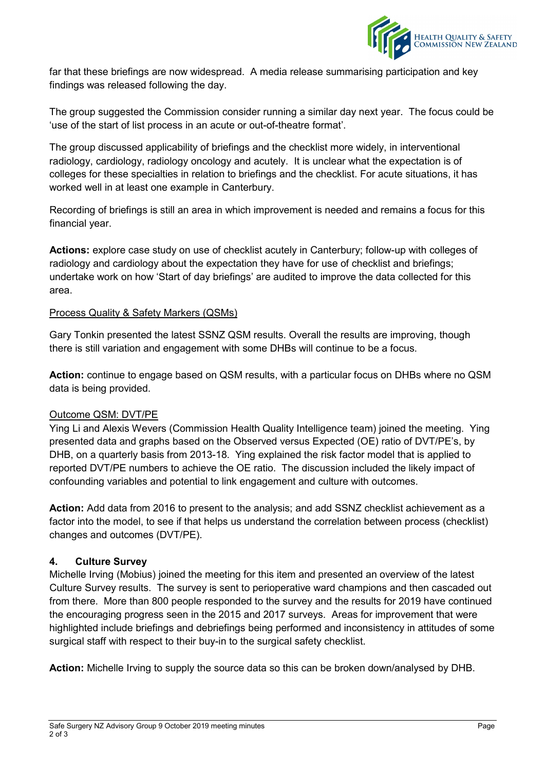far that these briefings are now widespread. A media release summarising participation and key findings was released following the day.

The group suggested the Commission consider running a similar day next year. The focus could be 'use of the start of list process in an acute or out-of-theatre format'.

The group discussed applicability of briefings and the checklist more widely, in interventional radiology, cardiology, radiology oncology and acutely. It is unclear what the expectation is of colleges for these specialties in relation to briefings and the checklist. For acute situations, it has worked well in at least one example in Canterbury.

Recording of briefings is still an area in which improvement is needed and remains a focus for this financial year.

**Actions:** explore case study on use of checklist acutely in Canterbury; follow-up with colleges of radiology and cardiology about the expectation they have for use of checklist and briefings; undertake work on how 'Start of day briefings' are audited to improve the data collected for this area.

<u>Process Quality & Safety Markers (QSMs)</u>

Gary Tonkin presented the latest SSNZ QSM results. Overall the results are improving, though there is still variation and engagement with some DHBs will continue to be a focus.

**Action:** continue to engage based on QSM results, with a particular focus on DHBs where no QSM data is being provided.

<u>Outcome QSM: DVT/PE</u>

Ying Li and Alexis Wevers (Commission Health Quality Intelligence team) joined the meeting. Ying presented data and graphs based on the Observed versus Expected (OE) ratio of DVT/PE's, by DHB, on a quarterly basis from 2013-18. Ying explained the risk factor model that is applied to reported DVT/PE numbers to achieve the OE ratio. The discussion included the likely impact of confounding variables and potential to link engagement and culture with outcomes.

**Action:** Add data from 2016 to present to the analysis; and add SSNZ checklist achievement as a factor into the model, to see if that helps us understand the correlation between process (checklist) changes and outcomes (DVT/PE).

## 4. Culture Survey

Michelle Irving (Mobius) joined the meeting for this item and presented an overview of the latest Culture Survey results. The survey is sent to perioperative ward champions and then cascaded out from there. More than 800 people responded to the survey and the results for 2019 have continued the encouraging progress seen in the 2015 and 2017 surveys. Areas for improvement that were highlighted include briefings and debriefings being performed and inconsistency in attitudes of some surgical staff with respect to their buy-in to the surgical safety checklist.

**Action:** Michelle Irving to supply the source data so this can be broken down/analysed by DHB.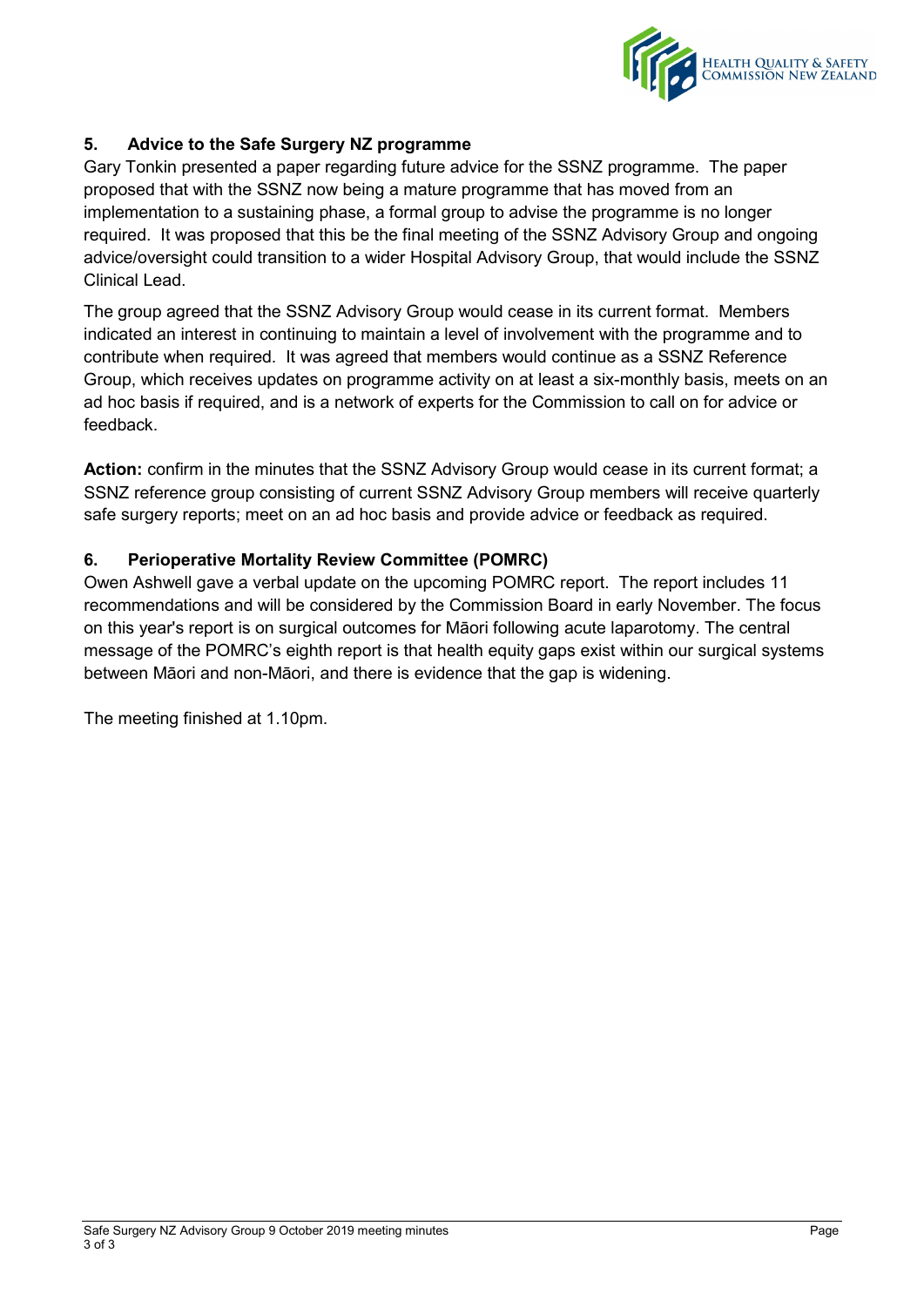## 5. Advice to the Safe Surgery NZ programme

Gary Tonkin presented a paper regarding future advice for the SSNZ programme. The paper proposed that with the SSNZ now being a mature programme that has moved from an implementation to a sustaining phase, a formal group to advise the programme is no longer required. It was proposed that this be the final meeting of the SSNZ Advisory Group and ongoing advice/oversight could transition to a wider Hospital Advisory Group, that would include the SSNZ Clinical Lead.

The group agreed that the SSNZ Advisory Group would cease in its current format. Members indicated an interest in continuing to maintain a level of involvement with the programme and to contribute when required. It was agreed that members would continue as a SSNZ Reference Group, which receives updates on programme activity on at least a six-monthly basis, meets on an ad hoc basis if required, and is a network of experts for the Commission to call on for advice or feedback.

**Action:** confirm in the minutes that the SSNZ Advisory Group would cease in its current format; a SSNZ reference group consisting of current SSNZ Advisory Group members will receive quarterly safe surgery reports; meet on an ad hoc basis and provide advice or feedback as required.

## 6. Perioperative Mortality Review Committee (POMRC)

Owen Ashwell gave a verbal update on the upcoming POMRC report. The report includes 11 recommendations and will be considered by the Commission Board in early November. The focus on this year's report is on surgical outcomes for Māori following acute laparotomy. The central message of the POMRC's eighth report is that health equity gaps exist within our surgical systems between Māori and non-Māori, and there is evidence that the gap is widening.

The meeting finished at 1.10pm.